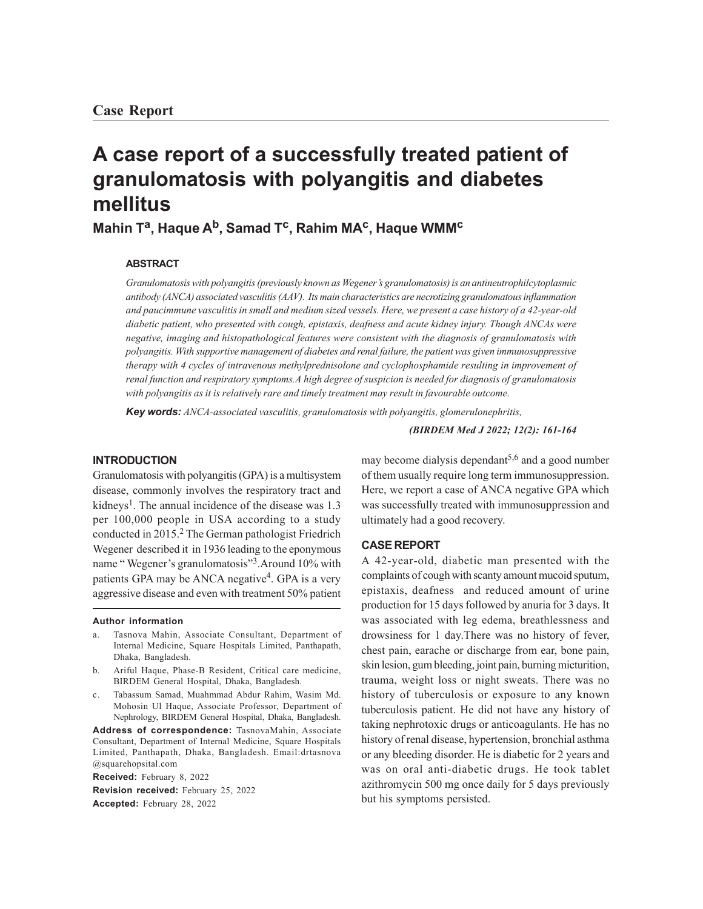## Case Report

# A case report of a successfully treated patient of granulomatosis with polyangitis and diabetes mellitus

**Mahin T[a], Haque A[b], Samad T[c], Rahim MA[c], Haque WMM[c]**

### ABSTRACT

*Granulomatosis with polyangitis (previously known as Wegener's granulomatosis) is an antineutrophilcytoplasmic antibody (ANCA) associated vasculitis (AAV). Its main characteristics are necrotizing granulomatous inflammation and paucimmune vasculitis in small and medium sized vessels. Here, we present a case history of a 42-year-old diabetic patient, who presented with cough, epistaxis, deafness and acute kidney injury. Though ANCAs were negative, imaging and histopathological features were consistent with the diagnosis of granulomatosis with polyangitis. With supportive management of diabetes and renal failure, the patient was given immunosuppressive therapy with 4 cycles of intravenous methylprednisolone and cyclophosphamide resulting in improvement of renal function and respiratory symptoms.A high degree of suspicion is needed for diagnosis of granulomatosis with polyangitis as it is relatively rare and timely treatment may result in favourable outcome.*

***Key words:*** *ANCA-associated vasculitis, granulomatosis with polyangitis, glomerulonephritis,*

***(BIRDEM Med J 2022; 12(2): 161-164***

### INTRODUCTION

Granulomatosis with polyangitis (GPA) is a multisystem disease, commonly involves the respiratory tract and kidneys[1]. The annual incidence of the disease was 1.3 per 100,000 people in USA according to a study conducted in 2015.[2] The German pathologist Friedrich Wegener described it in 1936 leading to the eponymous name " Wegener's granulomatosis"[3].Around 10% with patients GPA may be ANCA negative[4]. GPA is a very aggressive disease and even with treatment 50% patient may become dialysis dependant[5,6] and a good number of them usually require long term immunosuppression. Here, we report a case of ANCA negative GPA which was successfully treated with immunosuppression and ultimately had a good recovery.

### CASE REPORT

A 42-year-old, diabetic man presented with the complaints of cough with scanty amount mucoid sputum, epistaxis, deafness and reduced amount of urine production for 15 days followed by anuria for 3 days. It was associated with leg edema, breathlessness and drowsiness for 1 day.There was no history of fever, chest pain, earache or discharge from ear, bone pain, skin lesion, gum bleeding, joint pain, burning micturition, trauma, weight loss or night sweats. There was no history of tuberculosis or exposure to any known tuberculosis patient. He did not have any history of taking nephrotoxic drugs or anticoagulants. He has no history of renal disease, hypertension, bronchial asthma or any bleeding disorder. He is diabetic for 2 years and was on oral anti-diabetic drugs. He took tablet azithromycin 500 mg once daily for 5 days previously but his symptoms persisted.

---

**Author information**

a. Tasnova Mahin, Associate Consultant, Department of Internal Medicine, Square Hospitals Limited, Panthapath, Dhaka, Bangladesh.

b. Ariful Haque, Phase-B Resident, Critical care medicine, BIRDEM General Hospital, Dhaka, Bangladesh.

c. Tabassum Samad, Muahmmad Abdur Rahim, Wasim Md. Mohosin Ul Haque, Associate Professor, Department of Nephrology, BIRDEM General Hospital, Dhaka, Bangladesh.

**Address of correspondence:** TasnovaMahin, Associate Consultant, Department of Internal Medicine, Square Hospitals Limited, Panthapath, Dhaka, Bangladesh. Email:drtasnova @squarehopsital.com

**Received:** February 8, 2022

**Revision received:** February 25, 2022

**Accepted:** February 28, 2022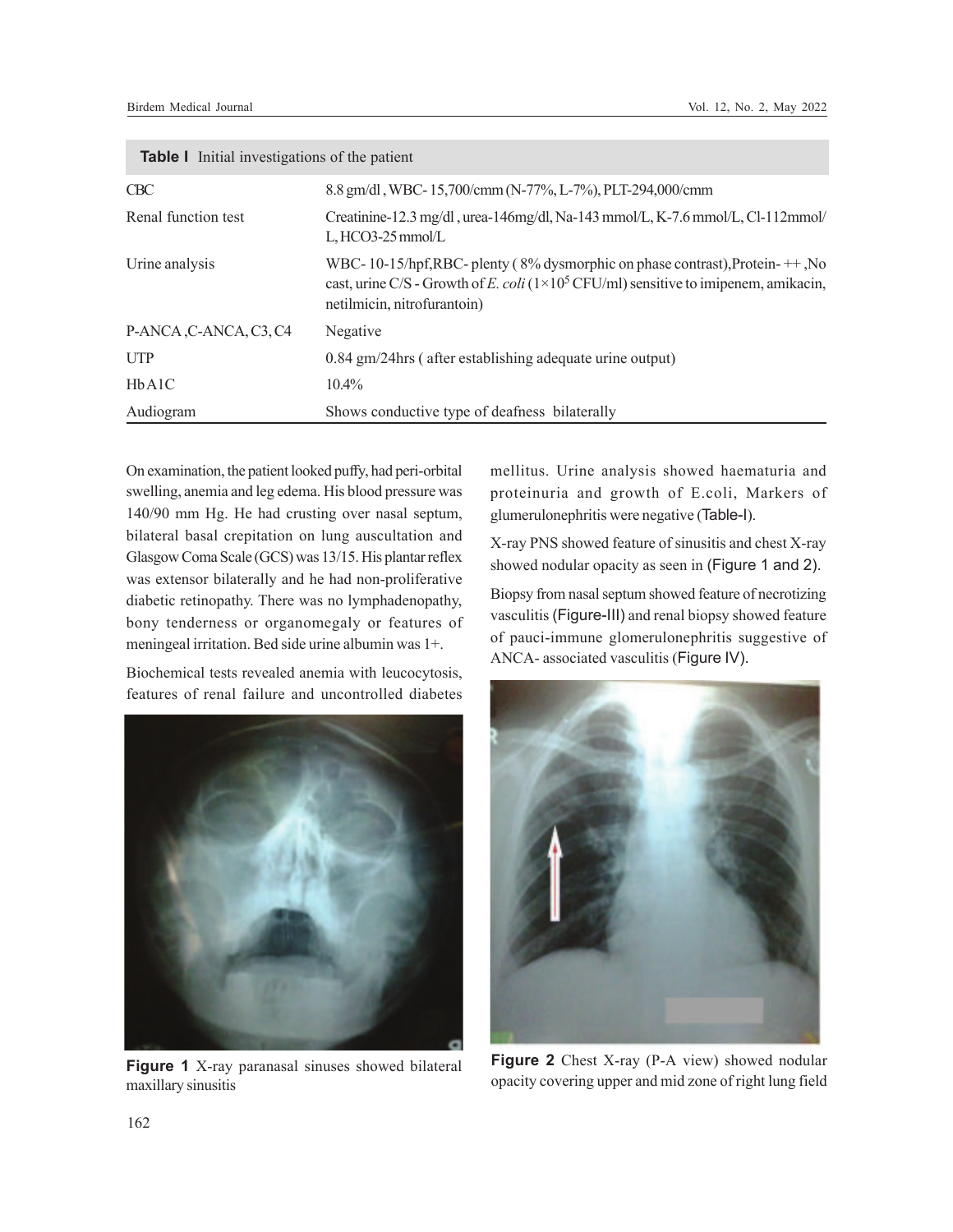**Table I** Initial investigations of the patient

| | |
|---|---|
| CBC | 8.8 gm/dl , WBC- 15,700/cmm (N-77%, L-7%), PLT-294,000/cmm |
| Renal function test | Creatinine-12.3 mg/dl , urea-146mg/dl, Na-143 mmol/L, K-7.6 mmol/L, Cl-112mmol/L, HCO3-25 mmol/L |
| Urine analysis | WBC- 10-15/hpf,RBC- plenty ( 8% dysmorphic on phase contrast),Protein- ++ ,No cast, urine C/S - Growth of *E. coli* ($1\times10^5$ CFU/ml) sensitive to imipenem, amikacin, netilmicin, nitrofurantoin) |
| P-ANCA ,C-ANCA, C3, C4 | Negative |
| UTP | 0.84 gm/24hrs ( after establishing adequate urine output) |
| HbA1C | 10.4% |
| Audiogram | Shows conductive type of deafness bilaterally |

On examination, the patient looked puffy, had peri-orbital swelling, anemia and leg edema. His blood pressure was 140/90 mm Hg. He had crusting over nasal septum, bilateral basal crepitation on lung auscultation and Glasgow Coma Scale (GCS) was 13/15. His plantar reflex was extensor bilaterally and he had non-proliferative diabetic retinopathy. There was no lymphadenopathy, bony tenderness or organomegaly or features of meningeal irritation. Bed side urine albumin was 1+.

Biochemical tests revealed anemia with leucocytosis, features of renal failure and uncontrolled diabetes mellitus. Urine analysis showed haematuria and proteinuria and growth of E.coli, Markers of glumerulonephritis were negative (Table-I).

X-ray PNS showed feature of sinusitis and chest X-ray showed nodular opacity as seen in (Figure 1 and 2).

Biopsy from nasal septum showed feature of necrotizing vasculitis (Figure-III) and renal biopsy showed feature of pauci-immune glomerulonephritis suggestive of ANCA- associated vasculitis (Figure IV).

**Figure 1** X-ray paranasal sinuses showed bilateral maxillary sinusitis

**Figure 2** Chest X-ray (P-A view) showed nodular opacity covering upper and mid zone of right lung field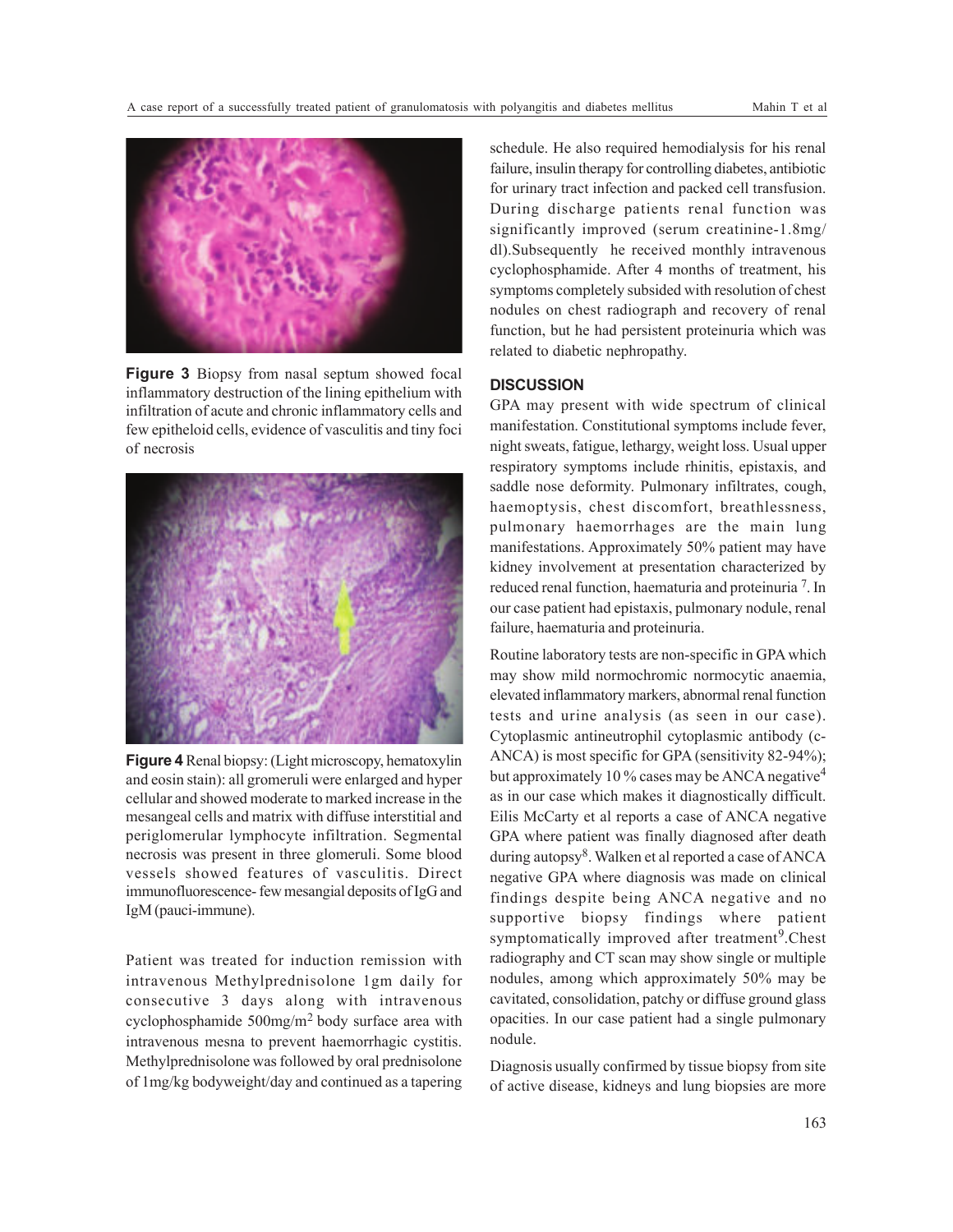**Figure 3** Biopsy from nasal septum showed focal inflammatory destruction of the lining epithelium with infiltration of acute and chronic inflammatory cells and few epitheloid cells, evidence of vasculitis and tiny foci of necrosis

**Figure 4** Renal biopsy: (Light microscopy, hematoxylin and eosin stain): all gromeruli were enlarged and hyper cellular and showed moderate to marked increase in the mesangeal cells and matrix with diffuse interstitial and periglomerular lymphocyte infiltration. Segmental necrosis was present in three glomeruli. Some blood vessels showed features of vasculitis. Direct immunofluorescence- few mesangial deposits of IgG and IgM (pauci-immune).

Patient was treated for induction remission with intravenous Methylprednisolone 1gm daily for consecutive 3 days along with intravenous cyclophosphamide 500mg/m$^2$ body surface area with intravenous mesna to prevent haemorrhagic cystitis. Methylprednisolone was followed by oral prednisolone of 1mg/kg bodyweight/day and continued as a tapering schedule. He also required hemodialysis for his renal failure, insulin therapy for controlling diabetes, antibiotic for urinary tract infection and packed cell transfusion. During discharge patients renal function was significantly improved (serum creatinine-1.8mg/dl).Subsequently he received monthly intravenous cyclophosphamide. After 4 months of treatment, his symptoms completely subsided with resolution of chest nodules on chest radiograph and recovery of renal function, but he had persistent proteinuria which was related to diabetic nephropathy.

## DISCUSSION

GPA may present with wide spectrum of clinical manifestation. Constitutional symptoms include fever, night sweats, fatigue, lethargy, weight loss. Usual upper respiratory symptoms include rhinitis, epistaxis, and saddle nose deformity. Pulmonary infiltrates, cough, haemoptysis, chest discomfort, breathlessness, pulmonary haemorrhages are the main lung manifestations. Approximately 50% patient may have kidney involvement at presentation characterized by reduced renal function, haematuria and proteinuria [7]. In our case patient had epistaxis, pulmonary nodule, renal failure, haematuria and proteinuria.

Routine laboratory tests are non-specific in GPA which may show mild normochromic normocytic anaemia, elevated inflammatory markers, abnormal renal function tests and urine analysis (as seen in our case). Cytoplasmic antineutrophil cytoplasmic antibody (c-ANCA) is most specific for GPA (sensitivity 82-94%); but approximately 10 % cases may be ANCA negative[4] as in our case which makes it diagnostically difficult. Eilis McCarty et al reports a case of ANCA negative GPA where patient was finally diagnosed after death during autopsy[8]. Walken et al reported a case of ANCA negative GPA where diagnosis was made on clinical findings despite being ANCA negative and no supportive biopsy findings where patient symptomatically improved after treatment[9].Chest radiography and CT scan may show single or multiple nodules, among which approximately 50% may be cavitated, consolidation, patchy or diffuse ground glass opacities. In our case patient had a single pulmonary nodule.

Diagnosis usually confirmed by tissue biopsy from site of active disease, kidneys and lung biopsies are more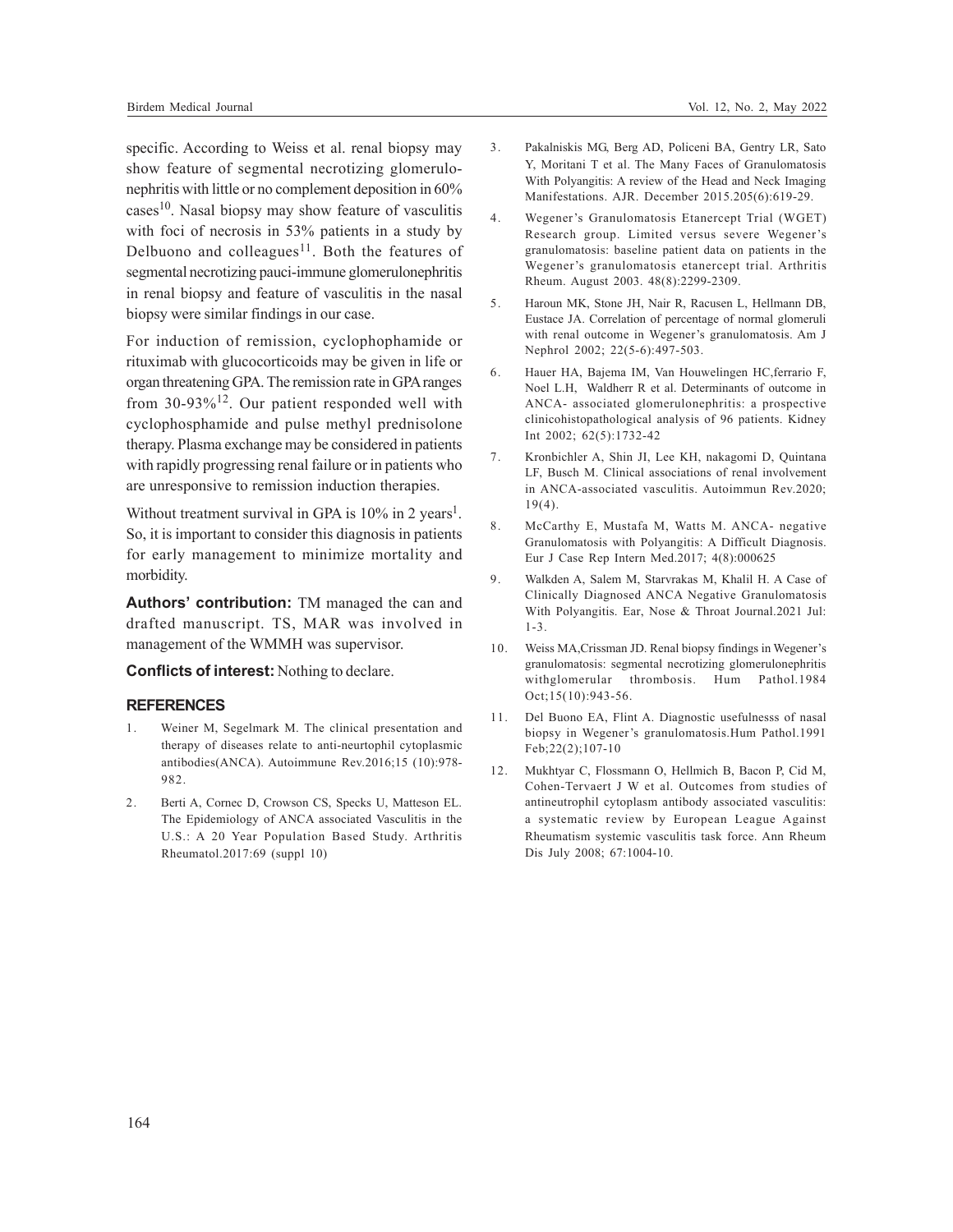specific. According to Weiss et al. renal biopsy may show feature of segmental necrotizing glomerulonephritis with little or no complement deposition in 60% cases[10]. Nasal biopsy may show feature of vasculitis with foci of necrosis in 53% patients in a study by Delbuono and colleagues[11]. Both the features of segmental necrotizing pauci-immune glomerulonephritis in renal biopsy and feature of vasculitis in the nasal biopsy were similar findings in our case.

For induction of remission, cyclophophamide or rituximab with glucocorticoids may be given in life or organ threatening GPA. The remission rate in GPA ranges from 30-93%[12]. Our patient responded well with cyclophosphamide and pulse methyl prednisolone therapy. Plasma exchange may be considered in patients with rapidly progressing renal failure or in patients who are unresponsive to remission induction therapies.

Without treatment survival in GPA is 10% in 2 years[1]. So, it is important to consider this diagnosis in patients for early management to minimize mortality and morbidity.

**Authors' contribution:** TM managed the can and drafted manuscript. TS, MAR was involved in management of the WMMH was supervisor.

**Conflicts of interest:** Nothing to declare.

## REFERENCES

1. Weiner M, Segelmark M. The clinical presentation and therapy of diseases relate to anti-neurtophil cytoplasmic antibodies(ANCA). Autoimmune Rev.2016;15 (10):978-982.
2. Berti A, Cornec D, Crowson CS, Specks U, Matteson EL. The Epidemiology of ANCA associated Vasculitis in the U.S.: A 20 Year Population Based Study. Arthritis Rheumatol.2017:69 (suppl 10)
3. Pakalniskis MG, Berg AD, Policeni BA, Gentry LR, Sato Y, Moritani T et al. The Many Faces of Granulomatosis With Polyangitis: A review of the Head and Neck Imaging Manifestations. AJR. December 2015.205(6):619-29.
4. Wegener's Granulomatosis Etanercept Trial (WGET) Research group. Limited versus severe Wegener's granulomatosis: baseline patient data on patients in the Wegener's granulomatosis etanercept trial. Arthritis Rheum. August 2003. 48(8):2299-2309.
5. Haroun MK, Stone JH, Nair R, Racusen L, Hellmann DB, Eustace JA. Correlation of percentage of normal glomeruli with renal outcome in Wegener's granulomatosis. Am J Nephrol 2002; 22(5-6):497-503.
6. Hauer HA, Bajema IM, Van Houwelingen HC,ferrario F, Noel L.H, Waldherr R et al. Determinants of outcome in ANCA- associated glomerulonephritis: a prospective clinicohistopathological analysis of 96 patients. Kidney Int 2002; 62(5):1732-42
7. Kronbichler A, Shin JI, Lee KH, nakagomi D, Quintana LF, Busch M. Clinical associations of renal involvement in ANCA-associated vasculitis. Autoimmun Rev.2020; 19(4).
8. McCarthy E, Mustafa M, Watts M. ANCA- negative Granulomatosis with Polyangitis: A Difficult Diagnosis. Eur J Case Rep Intern Med.2017; 4(8):000625
9. Walkden A, Salem M, Starvrakas M, Khalil H. A Case of Clinically Diagnosed ANCA Negative Granulomatosis With Polyangitis. Ear, Nose & Throat Journal.2021 Jul: 1-3.
10. Weiss MA,Crissman JD. Renal biopsy findings in Wegener's granulomatosis: segmental necrotizing glomerulonephritis withglomerular thrombosis. Hum Pathol.1984 Oct;15(10):943-56.
11. Del Buono EA, Flint A. Diagnostic usefulnesss of nasal biopsy in Wegener's granulomatosis.Hum Pathol.1991 Feb;22(2);107-10
12. Mukhtyar C, Flossmann O, Hellmich B, Bacon P, Cid M, Cohen-Tervaert J W et al. Outcomes from studies of antineutrophil cytoplasm antibody associated vasculitis: a systematic review by European League Against Rheumatism systemic vasculitis task force. Ann Rheum Dis July 2008; 67:1004-10.